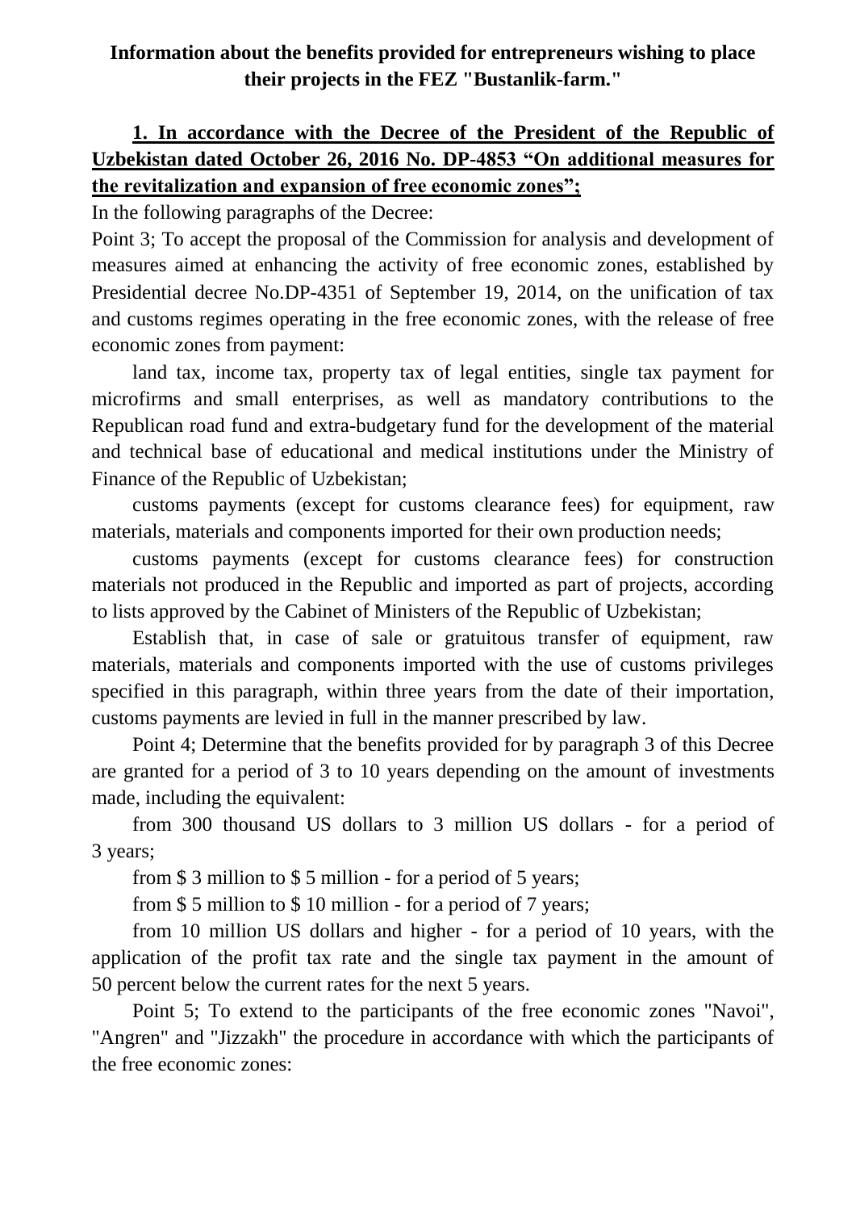**Information about the benefits provided for entrepreneurs wishing to place their projects in the FEZ "Bustanlik-farm."**

**1. In accordance with the Decree of the President of the Republic of Uzbekistan dated October 26, 2016 No. DP-4853 "On additional measures for the revitalization and expansion of free economic zones";**

In the following paragraphs of the Decree:

Point 3; To accept the proposal of the Commission for analysis and development of measures aimed at enhancing the activity of free economic zones, established by Presidential decree No.DP-4351 of September 19, 2014, on the unification of tax and customs regimes operating in the free economic zones, with the release of free economic zones from payment:

land tax, income tax, property tax of legal entities, single tax payment for microfirms and small enterprises, as well as mandatory contributions to the Republican road fund and extra-budgetary fund for the development of the material and technical base of educational and medical institutions under the Ministry of Finance of the Republic of Uzbekistan;

customs payments (except for customs clearance fees) for equipment, raw materials, materials and components imported for their own production needs;

customs payments (except for customs clearance fees) for construction materials not produced in the Republic and imported as part of projects, according to lists approved by the Cabinet of Ministers of the Republic of Uzbekistan;

Establish that, in case of sale or gratuitous transfer of equipment, raw materials, materials and components imported with the use of customs privileges specified in this paragraph, within three years from the date of their importation, customs payments are levied in full in the manner prescribed by law.

Point 4; Determine that the benefits provided for by paragraph 3 of this Decree are granted for a period of 3 to 10 years depending on the amount of investments made, including the equivalent:

from 300 thousand US dollars to 3 million US dollars - for a period of 3 years;

from $ 3 million to $ 5 million - for a period of 5 years;

from $ 5 million to $ 10 million - for a period of 7 years;

from 10 million US dollars and higher - for a period of 10 years, with the application of the profit tax rate and the single tax payment in the amount of 50 percent below the current rates for the next 5 years.

Point 5; To extend to the participants of the free economic zones "Navoi", "Angren" and "Jizzakh" the procedure in accordance with which the participants of the free economic zones: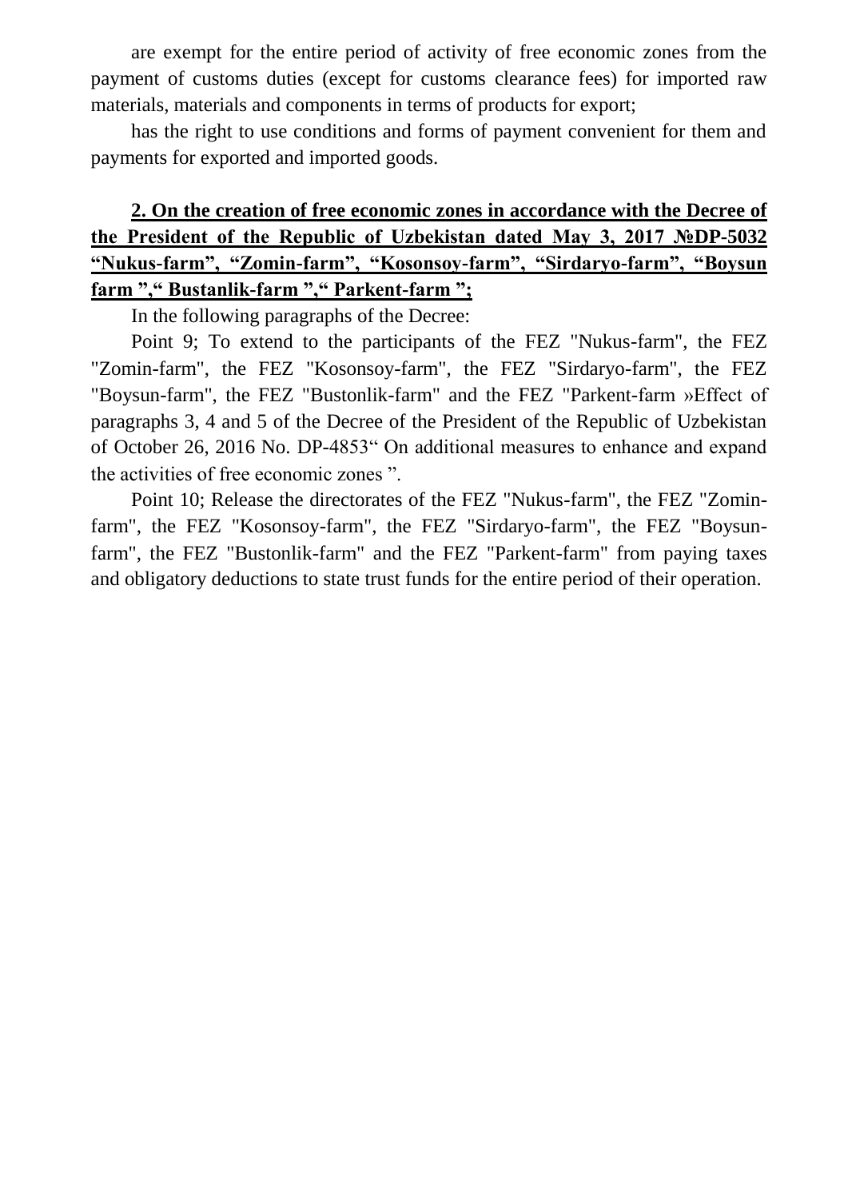are exempt for the entire period of activity of free economic zones from the payment of customs duties (except for customs clearance fees) for imported raw materials, materials and components in terms of products for export;

has the right to use conditions and forms of payment convenient for them and payments for exported and imported goods.

**2. On the creation of free economic zones in accordance with the Decree of the President of the Republic of Uzbekistan dated May 3, 2017 №DP-5032 “Nukus-farm”, “Zomin-farm”, “Kosonsoy-farm”, “Sirdaryo-farm”, “Boysun farm ”,“ Bustanlik-farm ”,“ Parkent-farm ”;**

In the following paragraphs of the Decree:

Point 9; To extend to the participants of the FEZ "Nukus-farm", the FEZ "Zomin-farm", the FEZ "Kosonsoy-farm", the FEZ "Sirdaryo-farm", the FEZ "Boysun-farm", the FEZ "Bustonlik-farm" and the FEZ "Parkent-farm »Effect of paragraphs 3, 4 and 5 of the Decree of the President of the Republic of Uzbekistan of October 26, 2016 No. DP-4853“ On additional measures to enhance and expand the activities of free economic zones ”.

Point 10; Release the directorates of the FEZ "Nukus-farm", the FEZ "Zomin-farm", the FEZ "Kosonsoy-farm", the FEZ "Sirdaryo-farm", the FEZ "Boysun-farm", the FEZ "Bustonlik-farm" and the FEZ "Parkent-farm" from paying taxes and obligatory deductions to state trust funds for the entire period of their operation.